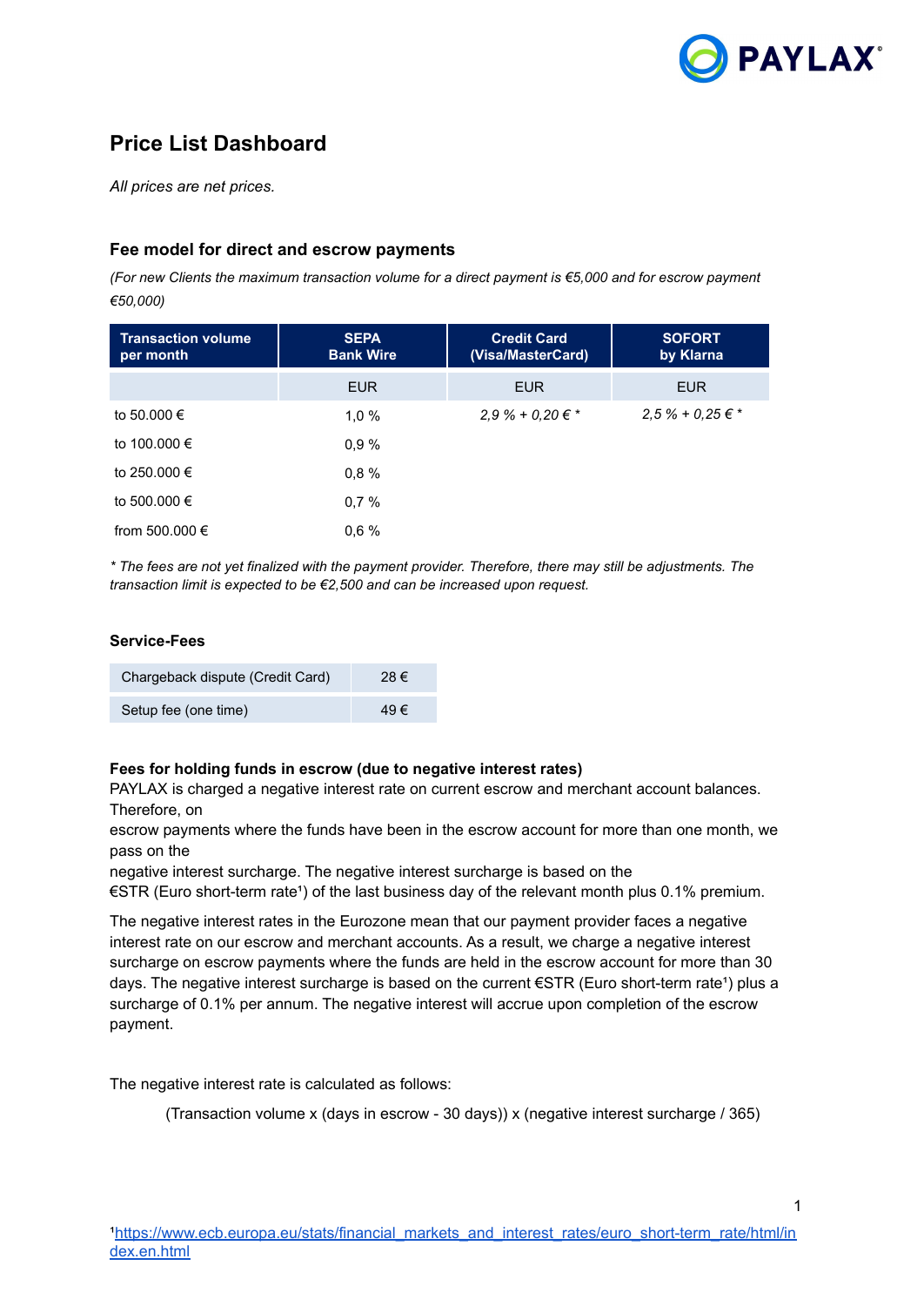## Price List Dashboard

*All prices are net prices.*

### Fee model for direct and escrow payments

*(For new Clients the maximum transaction volume for a direct payment is €5,000 and for escrow payment €50,000)*

| Transaction volume per month | SEPA Bank Wire | Credit Card (Visa/MasterCard) | SOFORT by Klarna |
|---|---|---|---|
| | EUR | EUR | EUR |
| to 50.000 € | 1,0 % | *2,9 % + 0,20 € ** | *2,5 % + 0,25 € ** |
| to 100.000 € | 0,9 % | | |
| to 250.000 € | 0,8 % | | |
| to 500.000 € | 0,7 % | | |
| from 500.000 € | 0,6 % | | |

*\* The fees are not yet finalized with the payment provider. Therefore, there may still be adjustments. The transaction limit is expected to be €2,500 and can be increased upon request.*

### Service-Fees

| Chargeback dispute (Credit Card) | 28 € |
|---|---|
| Setup fee (one time) | 49 € |

**Fees for holding funds in escrow (due to negative interest rates)**

PAYLAX is charged a negative interest rate on current escrow and merchant account balances. Therefore, on escrow payments where the funds have been in the escrow account for more than one month, we pass on the negative interest surcharge. The negative interest surcharge is based on the €STR (Euro short-term rate[1]) of the last business day of the relevant month plus 0.1% premium.

The negative interest rates in the Eurozone mean that our payment provider faces a negative interest rate on our escrow and merchant accounts. As a result, we charge a negative interest surcharge on escrow payments where the funds are held in the escrow account for more than 30 days. The negative interest surcharge is based on the current €STR (Euro short-term rate[1]) plus a surcharge of 0.1% per annum. The negative interest will accrue upon completion of the escrow payment.

The negative interest rate is calculated as follows:

(Transaction volume x (days in escrow - 30 days)) x (negative interest surcharge / 365)

[1]https://www.ecb.europa.eu/stats/financial_markets_and_interest_rates/euro_short-term_rate/html/index.en.html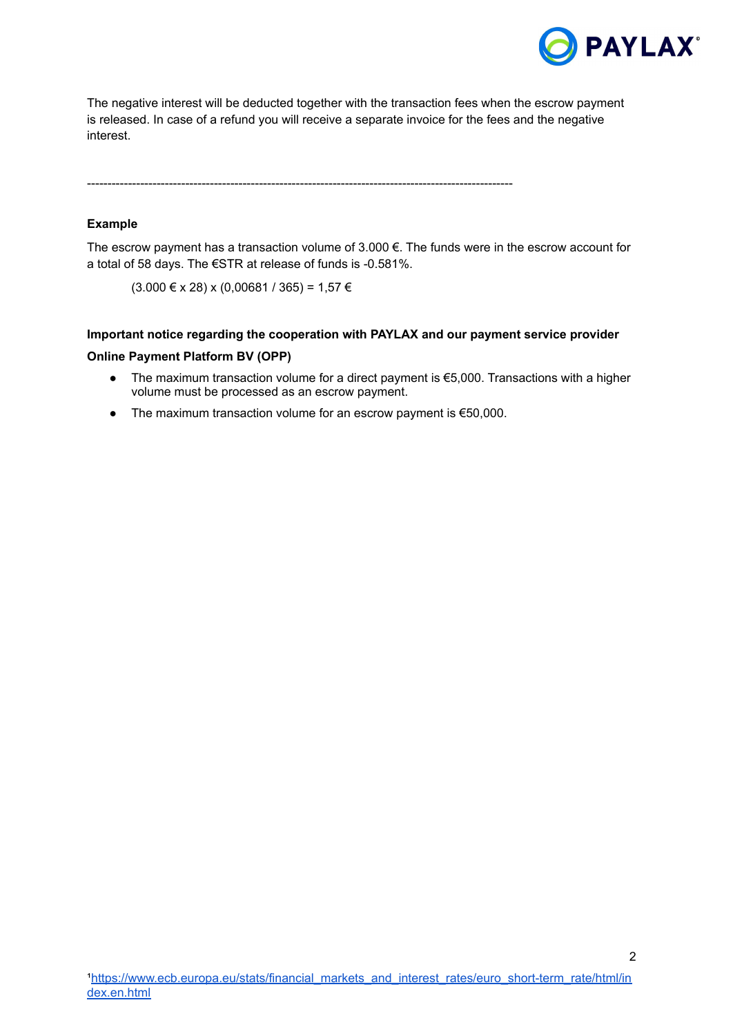The negative interest will be deducted together with the transaction fees when the escrow payment is released. In case of a refund you will receive a separate invoice for the fees and the negative interest.

---

**Example**

The escrow payment has a transaction volume of 3.000 €. The funds were in the escrow account for a total of 58 days. The €STR at release of funds is -0.581%.

(3.000 € x 28) x (0,00681 / 365) = 1,57 €

**Important notice regarding the cooperation with PAYLAX and our payment service provider Online Payment Platform BV (OPP)**

- The maximum transaction volume for a direct payment is €5,000. Transactions with a higher volume must be processed as an escrow payment.
- The maximum transaction volume for an escrow payment is €50,000.

[1]https://www.ecb.europa.eu/stats/financial_markets_and_interest_rates/euro_short-term_rate/html/index.en.html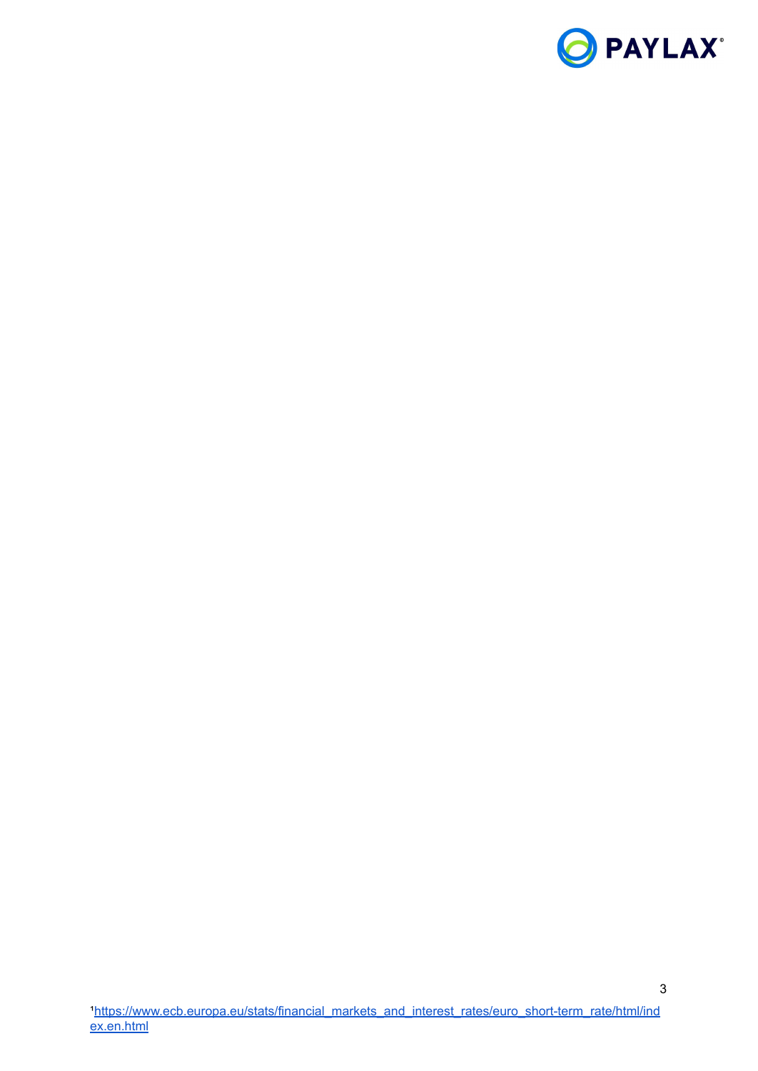[1]https://www.ecb.europa.eu/stats/financial_markets_and_interest_rates/euro_short-term_rate/html/index.en.html